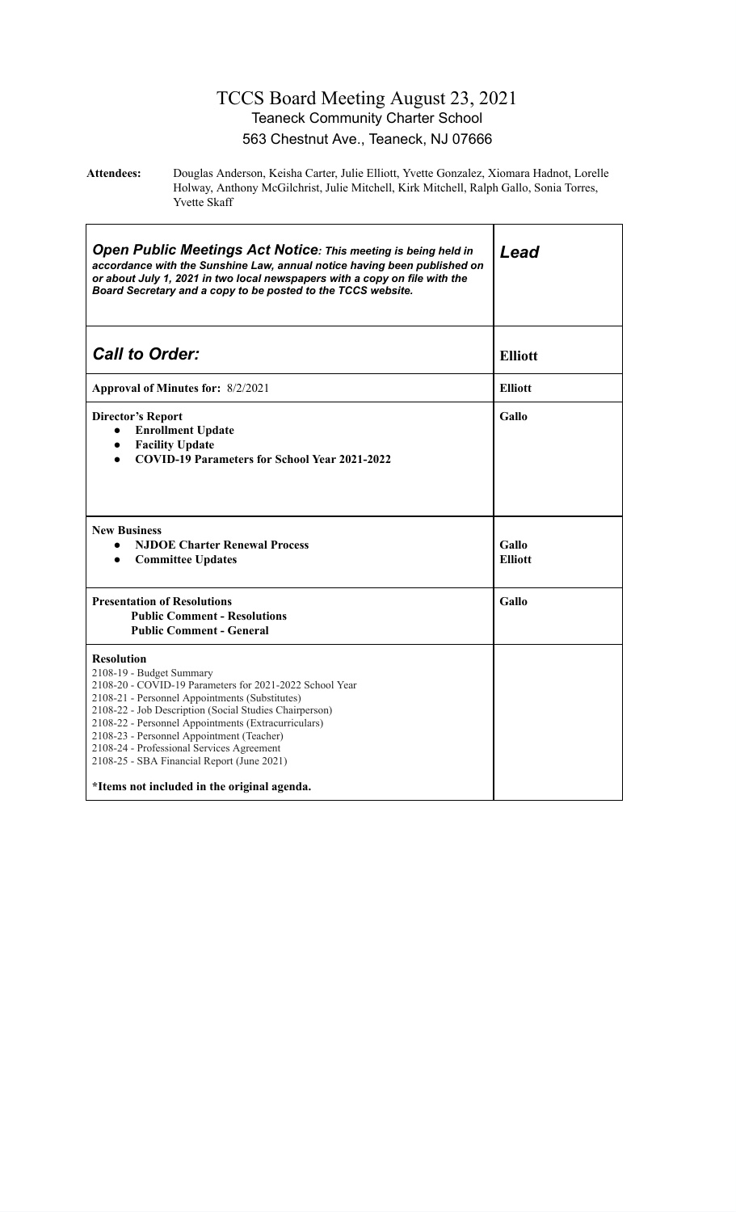# TCCS Board Meeting August 23, 2021

## Teaneck Community Charter School

## 563 Chestnut Ave., Teaneck, NJ 07666

**Attendees:** Douglas Anderson, Keisha Carter, Julie Elliott, Yvette Gonzalez, Xiomara Hadnot, Lorelle Holway, Anthony McGilchrist, Julie Mitchell, Kirk Mitchell, Ralph Gallo, Sonia Torres, Yvette Skaff

| ***Open Public Meetings Act Notice**: This meeting is being held in accordance with the Sunshine Law, annual notice having been published on or about July 1, 2021 in two local newspapers with a copy on file with the Board Secretary and a copy to be posted to the TCCS website.* | ***Lead*** |
|---|---|
| ***Call to Order:*** | **Elliott** |
| **Approval of Minutes for:** 8/2/2021 | **Elliott** |
| **Director's Report**<br>● **Enrollment Update**<br>● **Facility Update**<br>● **COVID-19 Parameters for School Year 2021-2022** | **Gallo** |
| **New Business**<br>● **NJDOE Charter Renewal Process**<br>● **Committee Updates** | **Gallo**<br>**Elliott** |
| **Presentation of Resolutions**<br>**Public Comment - Resolutions**<br>**Public Comment - General** | **Gallo** |
| **Resolution**<br>2108-19 - Budget Summary<br>2108-20 - COVID-19 Parameters for 2021-2022 School Year<br>2108-21 - Personnel Appointments (Substitutes)<br>2108-22 - Job Description (Social Studies Chairperson)<br>2108-22 - Personnel Appointments (Extracurriculars)<br>2108-23 - Personnel Appointment (Teacher)<br>2108-24 - Professional Services Agreement<br>2108-25 - SBA Financial Report (June 2021)<br><br>**\*Items not included in the original agenda.** | |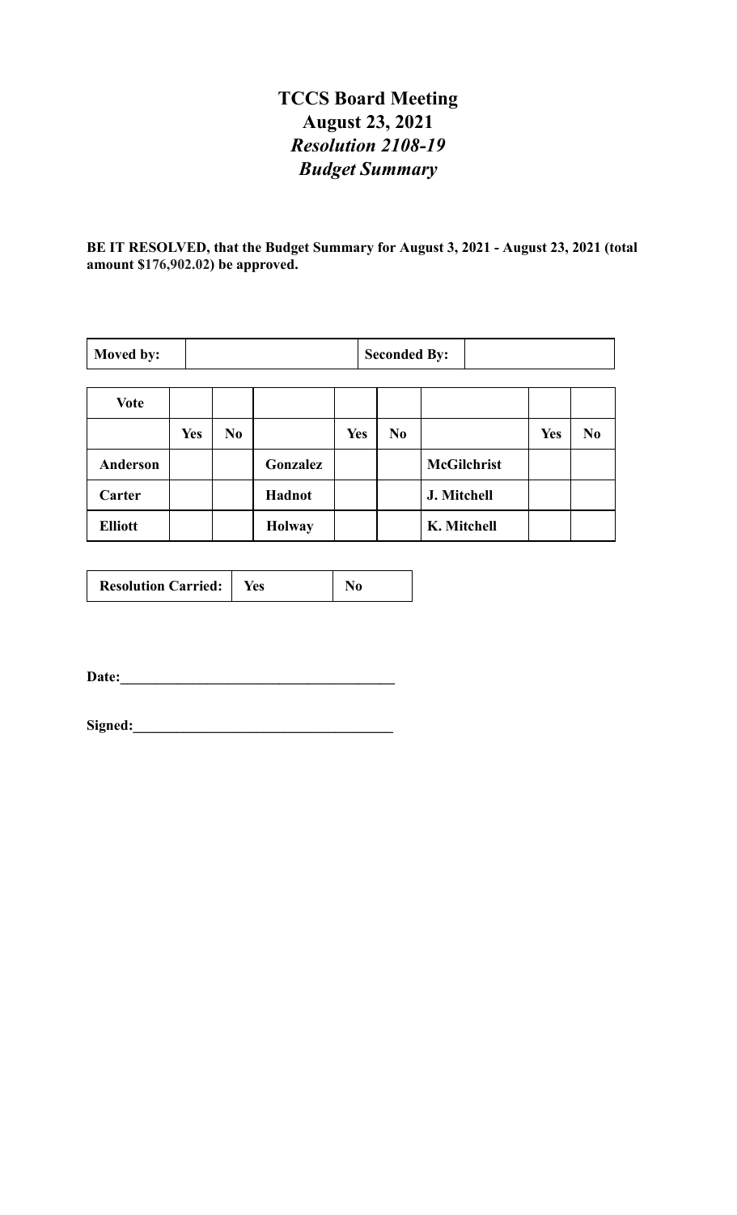# TCCS Board Meeting

## August 23, 2021

## *Resolution 2108-19*

## *Budget Summary*

**BE IT RESOLVED, that the Budget Summary for August 3, 2021 - August 23, 2021 (total amount $176,902.02) be approved.**

| **Moved by:** | | **Seconded By:** | |
|---|---|---|---|

| **Vote** | | | | | | | | |
|---|---|---|---|---|---|---|---|---|
| | **Yes** | **No** | | **Yes** | **No** | | **Yes** | **No** |
| **Anderson** | | | **Gonzalez** | | | **McGilchrist** | | |
| **Carter** | | | **Hadnot** | | | **J. Mitchell** | | |
| **Elliott** | | | **Holway** | | | **K. Mitchell** | | |

| **Resolution Carried:** | **Yes** | **No** |
|---|---|---|

**Date:**______________________________________

**Signed:**____________________________________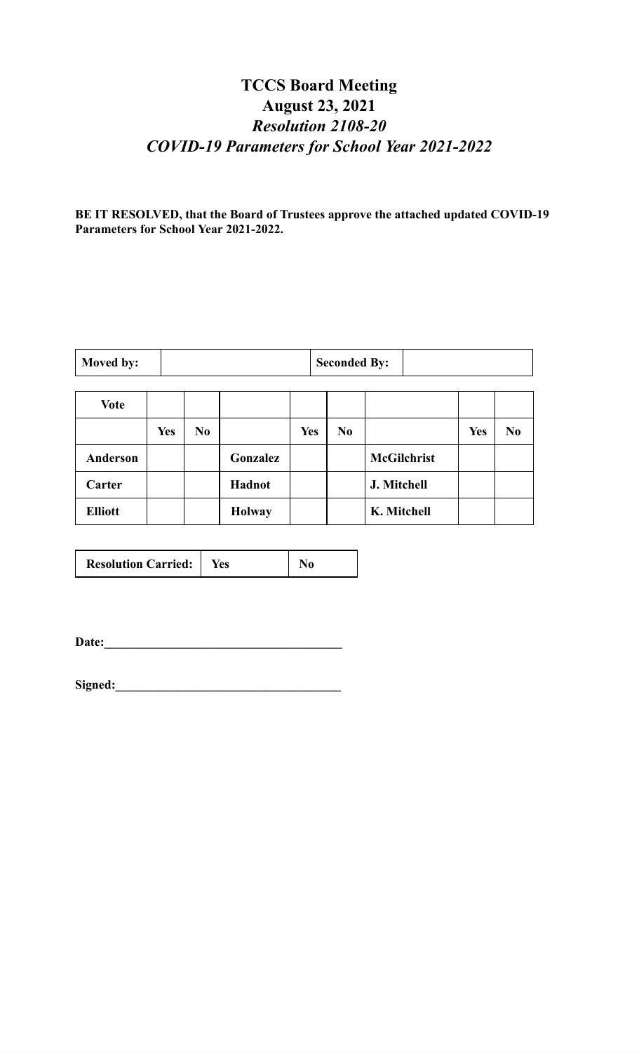# TCCS Board Meeting
## August 23, 2021
### *Resolution 2108-20*
### *COVID-19 Parameters for School Year 2021-2022*

**BE IT RESOLVED, that the Board of Trustees approve the attached updated COVID-19 Parameters for School Year 2021-2022.**

| **Moved by:** | | **Seconded By:** | |
|---|---|---|---|

| **Vote** | | | | | | | | |
|---|---|---|---|---|---|---|---|---|
| | **Yes** | **No** | | **Yes** | **No** | | **Yes** | **No** |
| **Anderson** | | | **Gonzalez** | | | **McGilchrist** | | |
| **Carter** | | | **Hadnot** | | | **J. Mitchell** | | |
| **Elliott** | | | **Holway** | | | **K. Mitchell** | | |

| **Resolution Carried:** | **Yes** | **No** |
|---|---|---|

**Date:**______________________________________

**Signed:**____________________________________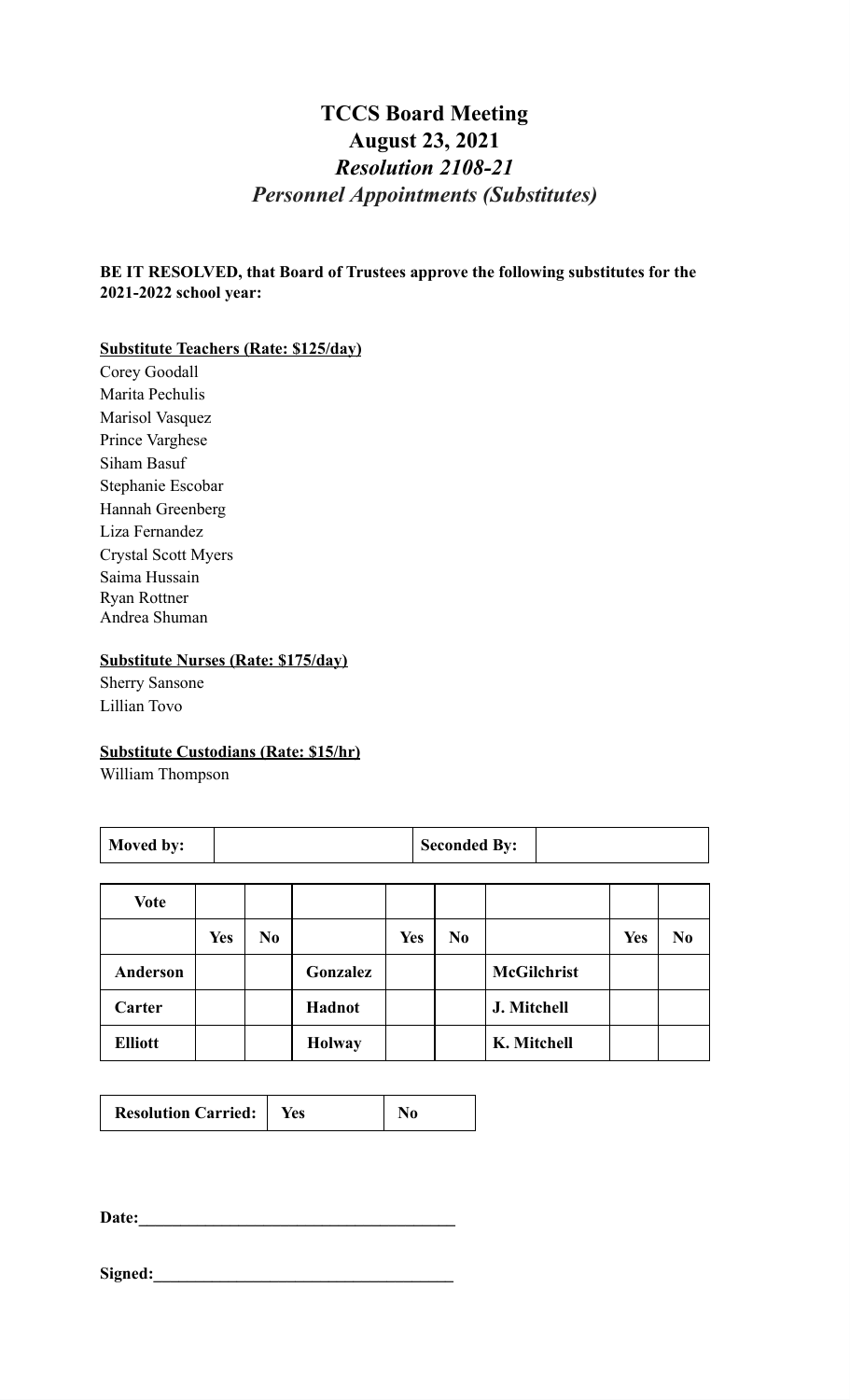# TCCS Board Meeting
## August 23, 2021
### *Resolution 2108-21*
### *Personnel Appointments (Substitutes)*

**BE IT RESOLVED, that Board of Trustees approve the following substitutes for the 2021-2022 school year:**

**Substitute Teachers (Rate: $125/day)**

Corey Goodall
Marita Pechulis
Marisol Vasquez
Prince Varghese
Siham Basuf
Stephanie Escobar
Hannah Greenberg
Liza Fernandez
Crystal Scott Myers
Saima Hussain
Ryan Rottner
Andrea Shuman

**Substitute Nurses (Rate: $175/day)**

Sherry Sansone
Lillian Tovo

**Substitute Custodians (Rate: $15/hr)**

William Thompson

| **Moved by:** | | **Seconded By:** | |
|---|---|---|---|

| **Vote** | | | | | | | | |
|---|---|---|---|---|---|---|---|---|
| | **Yes** | **No** | | **Yes** | **No** | | **Yes** | **No** |
| **Anderson** | | | **Gonzalez** | | | **McGilchrist** | | |
| **Carter** | | | **Hadnot** | | | **J. Mitchell** | | |
| **Elliott** | | | **Holway** | | | **K. Mitchell** | | |

| **Resolution Carried:** | **Yes** | **No** |
|---|---|---|

**Date:**\_\_\_\_\_\_\_\_\_\_\_\_\_\_\_\_\_\_\_\_\_\_\_\_\_\_\_\_\_\_\_\_\_\_\_\_\_

**Signed:**\_\_\_\_\_\_\_\_\_\_\_\_\_\_\_\_\_\_\_\_\_\_\_\_\_\_\_\_\_\_\_\_\_\_\_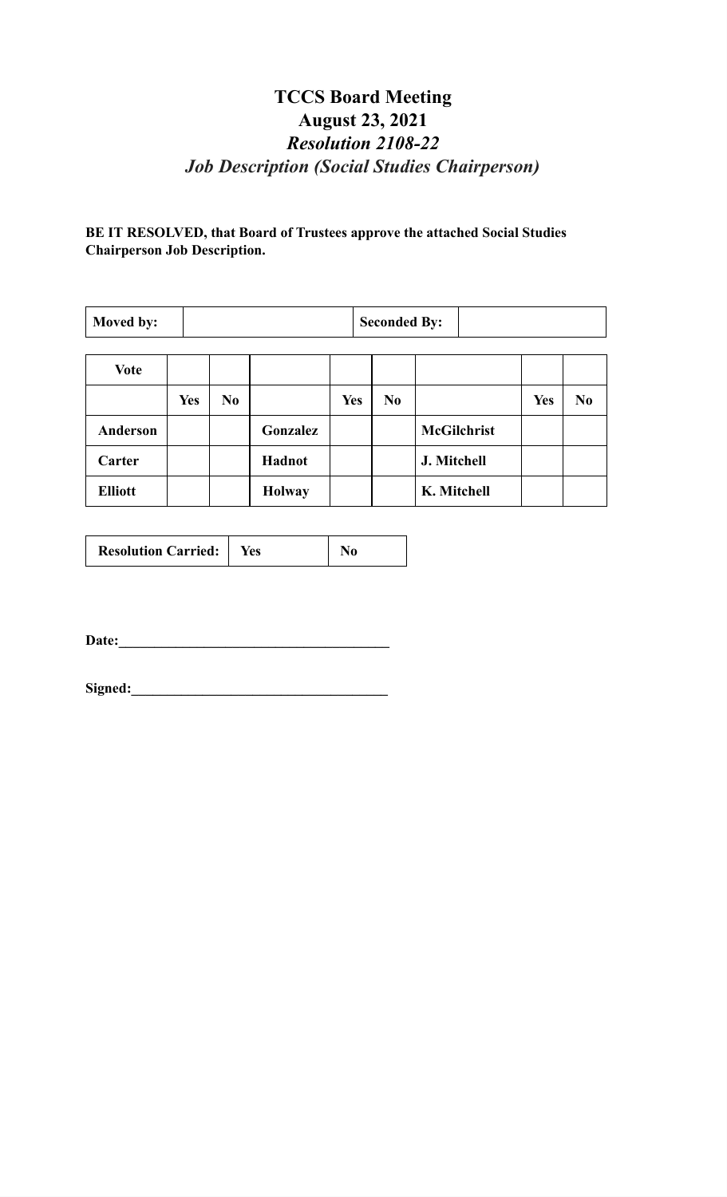# TCCS Board Meeting
# August 23, 2021
## *Resolution 2108-22*
## *Job Description (Social Studies Chairperson)*

**BE IT RESOLVED, that Board of Trustees approve the attached Social Studies Chairperson Job Description.**

| **Moved by:** | | **Seconded By:** | |
|---|---|---|---|

| **Vote** | | | | | | | | |
|---|---|---|---|---|---|---|---|---|
| | **Yes** | **No** | | **Yes** | **No** | | **Yes** | **No** |
| **Anderson** | | | **Gonzalez** | | | **McGilchrist** | | |
| **Carter** | | | **Hadnot** | | | **J. Mitchell** | | |
| **Elliott** | | | **Holway** | | | **K. Mitchell** | | |

| **Resolution Carried:** | **Yes** | **No** |
|---|---|---|

**Date:**_______________________________________

**Signed:**_____________________________________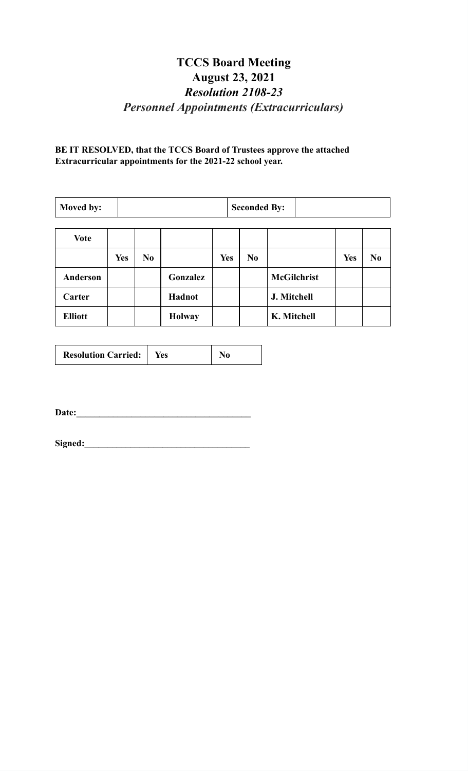# TCCS Board Meeting
## August 23, 2021
### *Resolution 2108-23*
### *Personnel Appointments (Extracurriculars)*

**BE IT RESOLVED, that the TCCS Board of Trustees approve the attached Extracurricular appointments for the 2021-22 school year.**

| **Moved by:** | | **Seconded By:** | |
|---|---|---|---|

| **Vote** | | | | | | | | |
|---|---|---|---|---|---|---|---|---|
| | **Yes** | **No** | | **Yes** | **No** | | **Yes** | **No** |
| **Anderson** | | | **Gonzalez** | | | **McGilchrist** | | |
| **Carter** | | | **Hadnot** | | | **J. Mitchell** | | |
| **Elliott** | | | **Holway** | | | **K. Mitchell** | | |

| **Resolution Carried:** | **Yes** | **No** |
|---|---|---|

**Date:**______________________________________

**Signed:**____________________________________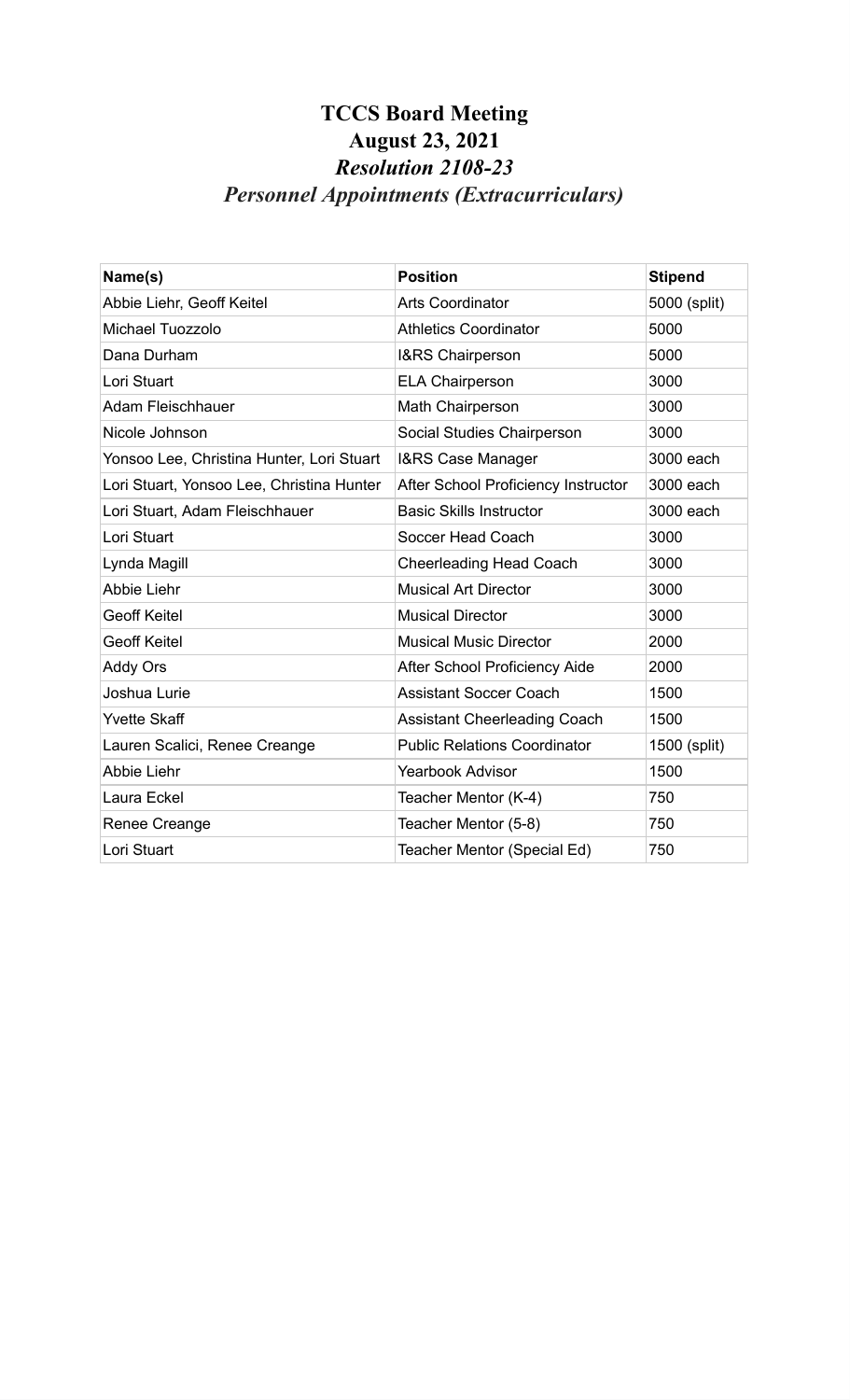# TCCS Board Meeting

## August 23, 2021

### *Resolution 2108-23*

### *Personnel Appointments (Extracurriculars)*

| Name(s) | Position | Stipend |
|---|---|---|
| Abbie Liehr, Geoff Keitel | Arts Coordinator | 5000 (split) |
| Michael Tuozzolo | Athletics Coordinator | 5000 |
| Dana Durham | I&RS Chairperson | 5000 |
| Lori Stuart | ELA Chairperson | 3000 |
| Adam Fleischhauer | Math Chairperson | 3000 |
| Nicole Johnson | Social Studies Chairperson | 3000 |
| Yonsoo Lee, Christina Hunter, Lori Stuart | I&RS Case Manager | 3000 each |
| Lori Stuart, Yonsoo Lee, Christina Hunter | After School Proficiency Instructor | 3000 each |
| Lori Stuart, Adam Fleischhauer | Basic Skills Instructor | 3000 each |
| Lori Stuart | Soccer Head Coach | 3000 |
| Lynda Magill | Cheerleading Head Coach | 3000 |
| Abbie Liehr | Musical Art Director | 3000 |
| Geoff Keitel | Musical Director | 3000 |
| Geoff Keitel | Musical Music Director | 2000 |
| Addy Ors | After School Proficiency Aide | 2000 |
| Joshua Lurie | Assistant Soccer Coach | 1500 |
| Yvette Skaff | Assistant Cheerleading Coach | 1500 |
| Lauren Scalici, Renee Creange | Public Relations Coordinator | 1500 (split) |
| Abbie Liehr | Yearbook Advisor | 1500 |
| Laura Eckel | Teacher Mentor (K-4) | 750 |
| Renee Creange | Teacher Mentor (5-8) | 750 |
| Lori Stuart | Teacher Mentor (Special Ed) | 750 |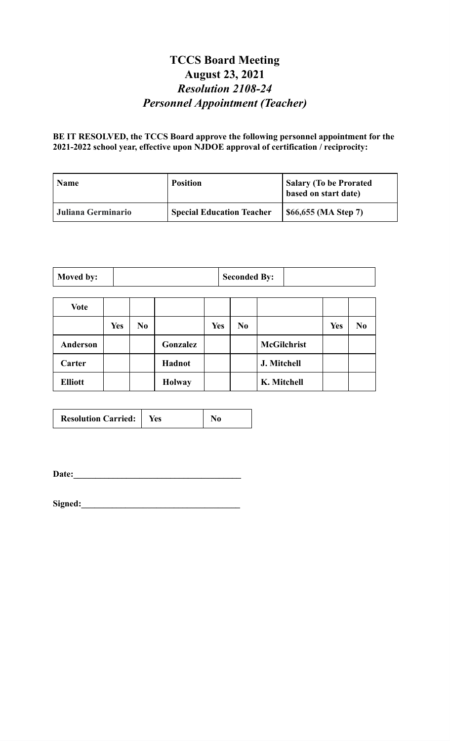# TCCS Board Meeting
# August 23, 2021
## *Resolution 2108-24*
## *Personnel Appointment (Teacher)*

**BE IT RESOLVED, the TCCS Board approve the following personnel appointment for the 2021-2022 school year, effective upon NJDOE approval of certification / reciprocity:**

| Name | Position | Salary (To be Prorated based on start date) |
|---|---|---|
| Juliana Germinario | Special Education Teacher | $66,655 (MA Step 7) |

| Moved by: | | Seconded By: | |
|---|---|---|---|

| Vote | | | | | | | | |
|---|---|---|---|---|---|---|---|---|
| | Yes | No | | Yes | No | | Yes | No |
| Anderson | | | Gonzalez | | | McGilchrist | | |
| Carter | | | Hadnot | | | J. Mitchell | | |
| Elliott | | | Holway | | | K. Mitchell | | |

| Resolution Carried: | Yes | No |
|---|---|---|

**Date:**\_\_\_\_\_\_\_\_\_\_\_\_\_\_\_\_\_\_\_\_\_\_\_\_\_\_\_\_\_\_\_\_\_\_\_\_

**Signed:**\_\_\_\_\_\_\_\_\_\_\_\_\_\_\_\_\_\_\_\_\_\_\_\_\_\_\_\_\_\_\_\_\_\_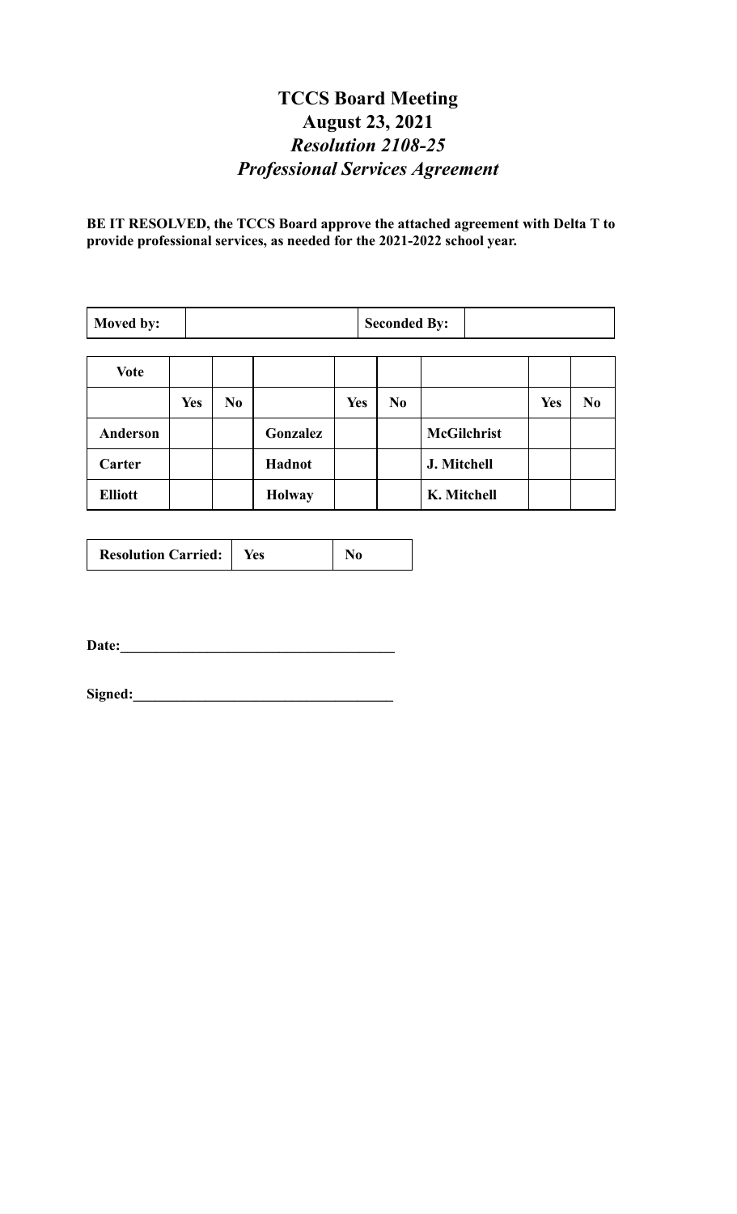# TCCS Board Meeting
## August 23, 2021
### *Resolution 2108-25*
### *Professional Services Agreement*

**BE IT RESOLVED, the TCCS Board approve the attached agreement with Delta T to provide professional services, as needed for the 2021-2022 school year.**

| **Moved by:** | | **Seconded By:** | |
|---|---|---|---|

| **Vote** | | | | | | | | |
|---|---|---|---|---|---|---|---|---|
| | **Yes** | **No** | | **Yes** | **No** | | **Yes** | **No** |
| **Anderson** | | | **Gonzalez** | | | **McGilchrist** | | |
| **Carter** | | | **Hadnot** | | | **J. Mitchell** | | |
| **Elliott** | | | **Holway** | | | **K. Mitchell** | | |

| **Resolution Carried:** | **Yes** | **No** |
|---|---|---|

**Date:**\_\_\_\_\_\_\_\_\_\_\_\_\_\_\_\_\_\_\_\_\_\_\_\_\_\_\_\_\_\_\_\_\_\_\_\_\_\_

**Signed:**\_\_\_\_\_\_\_\_\_\_\_\_\_\_\_\_\_\_\_\_\_\_\_\_\_\_\_\_\_\_\_\_\_\_\_\_\_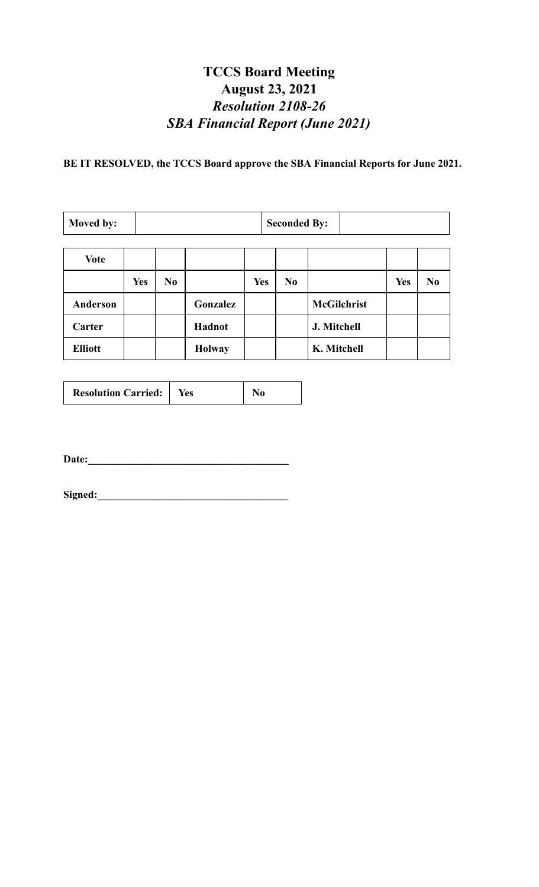# TCCS Board Meeting
# August 23, 2021
## *Resolution 2108-26*
## *SBA Financial Report (June 2021)*

**BE IT RESOLVED, the TCCS Board approve the SBA Financial Reports for June 2021.**

| **Moved by:** | | **Seconded By:** | |
|---|---|---|---|

| **Vote** | | | | | | | | |
|---|---|---|---|---|---|---|---|---|
| | **Yes** | **No** | | **Yes** | **No** | | **Yes** | **No** |
| **Anderson** | | | **Gonzalez** | | | **McGilchrist** | | |
| **Carter** | | | **Hadnot** | | | **J. Mitchell** | | |
| **Elliott** | | | **Holway** | | | **K. Mitchell** | | |

| **Resolution Carried:** | **Yes** | **No** |
|---|---|---|

**Date:**______________________________________

**Signed:**____________________________________